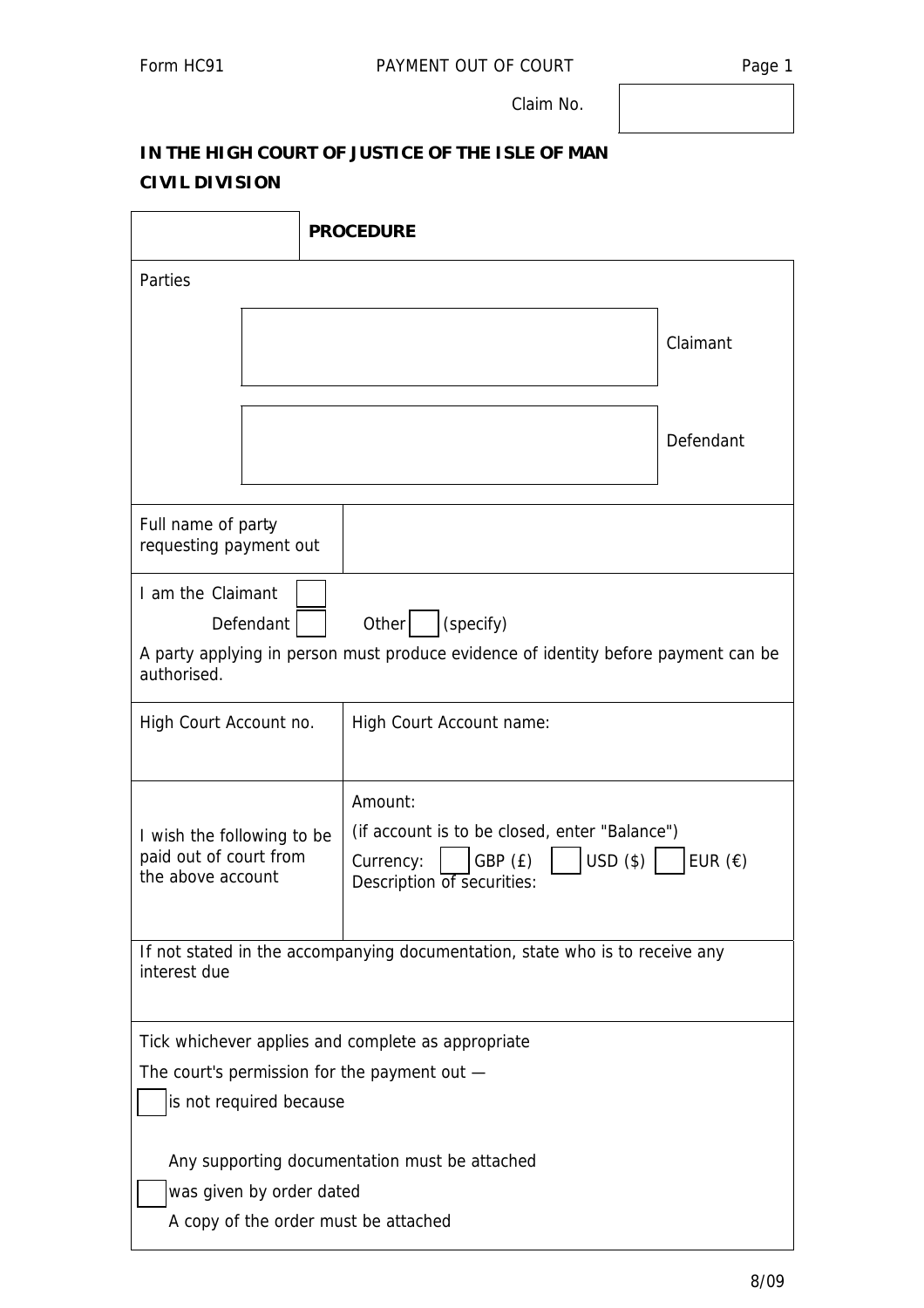Form HC91 PAYMENT OUT OF COURT

Claim No.

**IN THE HIGH COURT OF JUSTICE OF THE ISLE OF MAN**
**CIVIL DIVISION**

| | **PROCEDURE** |
|---|---|

Parties

| | |
|---|---|
| | Claimant |
| | Defendant |

| | |
|---|---|
| Full name of party requesting payment out | |

I am the Claimant ☐
Defendant ☐ Other ☐ (specify)

A party applying in person must produce evidence of identity before payment can be authorised.

| High Court Account no. | High Court Account name: |
|---|---|
| I wish the following to be paid out of court from the above account | Amount: (if account is to be closed, enter "Balance") Currency: ☐ GBP (£) ☐ USD ($) ☐ EUR (€) Description of securities: |

If not stated in the accompanying documentation, state who is to receive any interest due

Tick whichever applies and complete as appropriate

The court's permission for the payment out —

☐ is not required because

Any supporting documentation must be attached

☐ was given by order dated

A copy of the order must be attached

8/09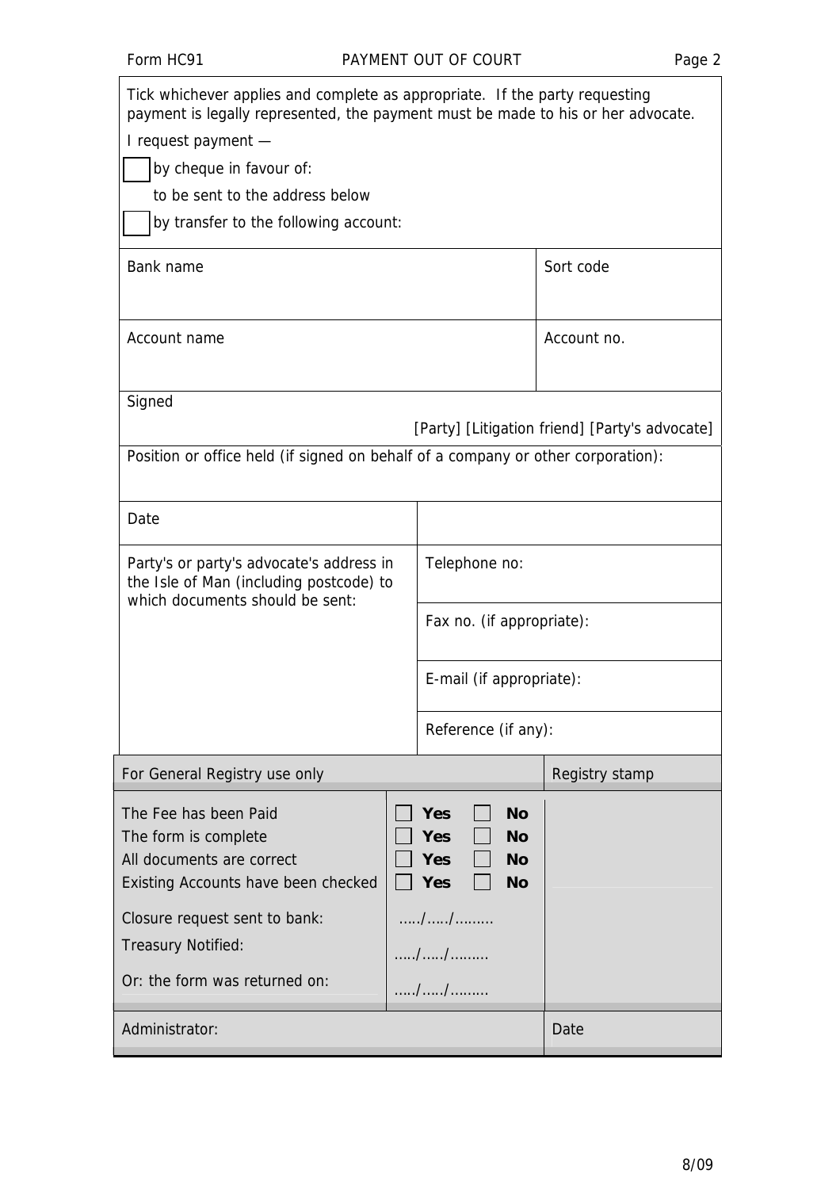Tick whichever applies and complete as appropriate. If the party requesting payment is legally represented, the payment must be made to his or her advocate.

I request payment —

☐ by cheque in favour of:

to be sent to the address below

☐ by transfer to the following account:

| Bank name | Sort code |
|---|---|
| Account name | Account no. |

Signed

[Party] [Litigation friend] [Party's advocate]

Position or office held (if signed on behalf of a company or other corporation):

| Date | |
|---|---|
| Party's or party's advocate's address in the Isle of Man (including postcode) to which documents should be sent: | Telephone no: |
| | Fax no. (if appropriate): |
| | E-mail (if appropriate): |
| | Reference (if any): |

| For General Registry use only | | Registry stamp |
|---|---|---|
| The Fee has been Paid | ☐ **Yes** ☐ **No** | |
| The form is complete | ☐ **Yes** ☐ **No** | |
| All documents are correct | ☐ **Yes** ☐ **No** | |
| Existing Accounts have been checked | ☐ **Yes** ☐ **No** | |
| Closure request sent to bank: | …../…../……… | |
| Treasury Notified: | …../…../……… | |
| Or: the form was returned on: | …../…../……… | |
| Administrator: | | Date |

8/09